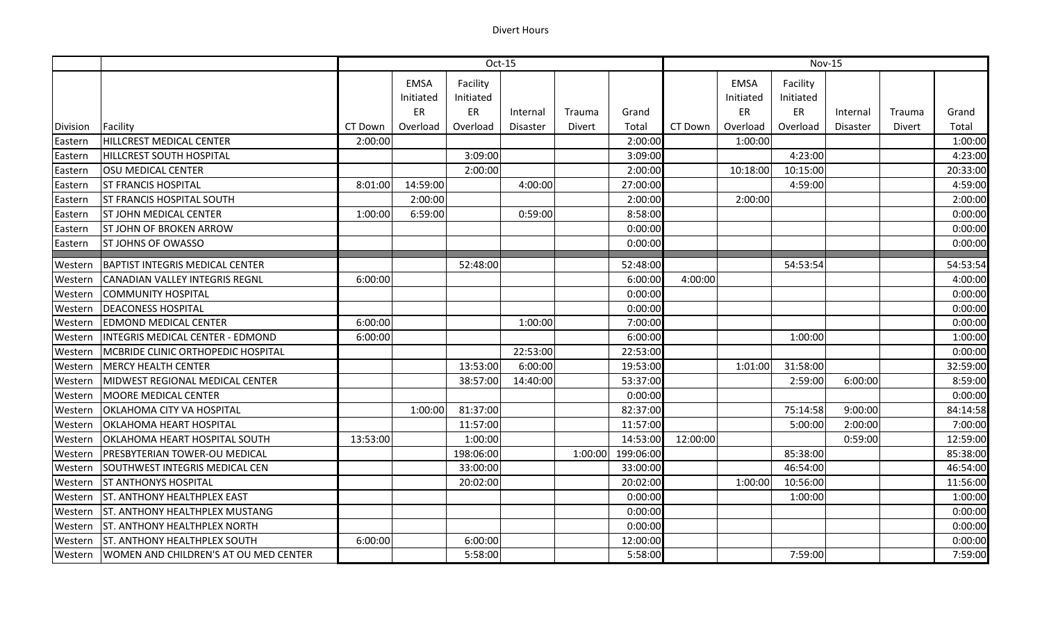# Divert Hours

| | | Oct-15 | | | | | | Nov-15 | | | | | |
|---|---|---|---|---|---|---|---|---|---|---|---|---|---|
| Division | Facility | CT Down | EMSA Initiated ER Overload | Facility Initiated ER Overload | Internal Disaster | Trauma Divert | Grand Total | CT Down | EMSA Initiated ER Overload | Facility Initiated ER Overload | Internal Disaster | Trauma Divert | Grand Total |
| Eastern | HILLCREST MEDICAL CENTER | 2:00:00 | | | | | 2:00:00 | | 1:00:00 | | | | 1:00:00 |
| Eastern | HILLCREST SOUTH HOSPITAL | | | 3:09:00 | | | 3:09:00 | | | 4:23:00 | | | 4:23:00 |
| Eastern | OSU MEDICAL CENTER | | | 2:00:00 | | | 2:00:00 | | 10:18:00 | 10:15:00 | | | 20:33:00 |
| Eastern | ST FRANCIS HOSPITAL | 8:01:00 | 14:59:00 | | 4:00:00 | | 27:00:00 | | | 4:59:00 | | | 4:59:00 |
| Eastern | ST FRANCIS HOSPITAL SOUTH | | 2:00:00 | | | | 2:00:00 | | 2:00:00 | | | | 2:00:00 |
| Eastern | ST JOHN MEDICAL CENTER | 1:00:00 | 6:59:00 | | 0:59:00 | | 8:58:00 | | | | | | 0:00:00 |
| Eastern | ST JOHN OF BROKEN ARROW | | | | | | 0:00:00 | | | | | | 0:00:00 |
| Eastern | ST JOHNS OF OWASSO | | | | | | 0:00:00 | | | | | | 0:00:00 |
| Western | BAPTIST INTEGRIS MEDICAL CENTER | | | 52:48:00 | | | 52:48:00 | | | 54:53:54 | | | 54:53:54 |
| Western | CANADIAN VALLEY INTEGRIS REGNL | 6:00:00 | | | | | 6:00:00 | 4:00:00 | | | | | 4:00:00 |
| Western | COMMUNITY HOSPITAL | | | | | | 0:00:00 | | | | | | 0:00:00 |
| Western | DEACONESS HOSPITAL | | | | | | 0:00:00 | | | | | | 0:00:00 |
| Western | EDMOND MEDICAL CENTER | 6:00:00 | | | 1:00:00 | | 7:00:00 | | | | | | 0:00:00 |
| Western | INTEGRIS MEDICAL CENTER - EDMOND | 6:00:00 | | | | | 6:00:00 | | | 1:00:00 | | | 1:00:00 |
| Western | MCBRIDE CLINIC ORTHOPEDIC HOSPITAL | | | | 22:53:00 | | 22:53:00 | | | | | | 0:00:00 |
| Western | MERCY HEALTH CENTER | | | 13:53:00 | 6:00:00 | | 19:53:00 | | 1:01:00 | 31:58:00 | | | 32:59:00 |
| Western | MIDWEST REGIONAL MEDICAL CENTER | | | 38:57:00 | 14:40:00 | | 53:37:00 | | | 2:59:00 | 6:00:00 | | 8:59:00 |
| Western | MOORE MEDICAL CENTER | | | | | | 0:00:00 | | | | | | 0:00:00 |
| Western | OKLAHOMA CITY VA HOSPITAL | | 1:00:00 | 81:37:00 | | | 82:37:00 | | | 75:14:58 | 9:00:00 | | 84:14:58 |
| Western | OKLAHOMA HEART HOSPITAL | | | 11:57:00 | | | 11:57:00 | | | 5:00:00 | 2:00:00 | | 7:00:00 |
| Western | OKLAHOMA HEART HOSPITAL SOUTH | 13:53:00 | | 1:00:00 | | | 14:53:00 | 12:00:00 | | | 0:59:00 | | 12:59:00 |
| Western | PRESBYTERIAN TOWER-OU MEDICAL | | | 198:06:00 | | 1:00:00 | 199:06:00 | | | 85:38:00 | | | 85:38:00 |
| Western | SOUTHWEST INTEGRIS MEDICAL CEN | | | 33:00:00 | | | 33:00:00 | | | 46:54:00 | | | 46:54:00 |
| Western | ST ANTHONYS HOSPITAL | | | 20:02:00 | | | 20:02:00 | | 1:00:00 | 10:56:00 | | | 11:56:00 |
| Western | ST. ANTHONY HEALTHPLEX EAST | | | | | | 0:00:00 | | | 1:00:00 | | | 1:00:00 |
| Western | ST. ANTHONY HEALTHPLEX MUSTANG | | | | | | 0:00:00 | | | | | | 0:00:00 |
| Western | ST. ANTHONY HEALTHPLEX NORTH | | | | | | 0:00:00 | | | | | | 0:00:00 |
| Western | ST. ANTHONY HEALTHPLEX SOUTH | 6:00:00 | | 6:00:00 | | | 12:00:00 | | | | | | 0:00:00 |
| Western | WOMEN AND CHILDREN'S AT OU MED CENTER | | | 5:58:00 | | | 5:58:00 | | | 7:59:00 | | | 7:59:00 |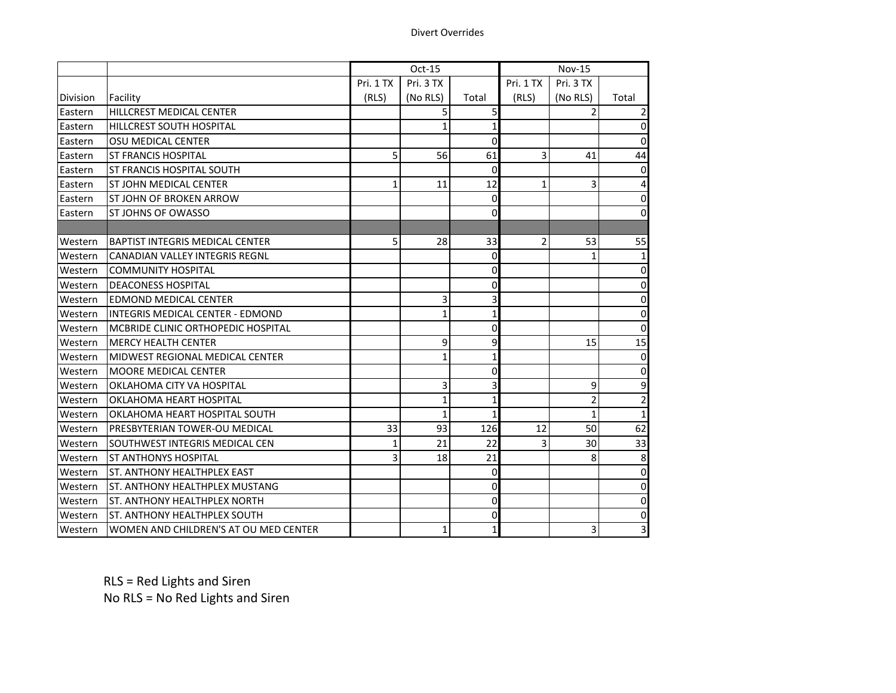Divert Overrides

| | | Oct-15 | | | Nov-15 | | |
|---|---|---|---|---|---|---|---|
| | | Pri. 1 TX | Pri. 3 TX | | Pri. 1 TX | Pri. 3 TX | |
| Division | Facility | (RLS) | (No RLS) | Total | (RLS) | (No RLS) | Total |
| Eastern | HILLCREST MEDICAL CENTER | | 5 | 5 | | 2 | 2 |
| Eastern | HILLCREST SOUTH HOSPITAL | | 1 | 1 | | | 0 |
| Eastern | OSU MEDICAL CENTER | | | 0 | | | 0 |
| Eastern | ST FRANCIS HOSPITAL | 5 | 56 | 61 | 3 | 41 | 44 |
| Eastern | ST FRANCIS HOSPITAL SOUTH | | | 0 | | | 0 |
| Eastern | ST JOHN MEDICAL CENTER | 1 | 11 | 12 | 1 | 3 | 4 |
| Eastern | ST JOHN OF BROKEN ARROW | | | 0 | | | 0 |
| Eastern | ST JOHNS OF OWASSO | | | 0 | | | 0 |
| | | | | | | | |
| Western | BAPTIST INTEGRIS MEDICAL CENTER | 5 | 28 | 33 | 2 | 53 | 55 |
| Western | CANADIAN VALLEY INTEGRIS REGNL | | | 0 | | 1 | 1 |
| Western | COMMUNITY HOSPITAL | | | 0 | | | 0 |
| Western | DEACONESS HOSPITAL | | | 0 | | | 0 |
| Western | EDMOND MEDICAL CENTER | | 3 | 3 | | | 0 |
| Western | INTEGRIS MEDICAL CENTER - EDMOND | | 1 | 1 | | | 0 |
| Western | MCBRIDE CLINIC ORTHOPEDIC HOSPITAL | | | 0 | | | 0 |
| Western | MERCY HEALTH CENTER | | 9 | 9 | | 15 | 15 |
| Western | MIDWEST REGIONAL MEDICAL CENTER | | 1 | 1 | | | 0 |
| Western | MOORE MEDICAL CENTER | | | 0 | | | 0 |
| Western | OKLAHOMA CITY VA HOSPITAL | | 3 | 3 | | 9 | 9 |
| Western | OKLAHOMA HEART HOSPITAL | | 1 | 1 | | 2 | 2 |
| Western | OKLAHOMA HEART HOSPITAL SOUTH | | 1 | 1 | | 1 | 1 |
| Western | PRESBYTERIAN TOWER-OU MEDICAL | 33 | 93 | 126 | 12 | 50 | 62 |
| Western | SOUTHWEST INTEGRIS MEDICAL CEN | 1 | 21 | 22 | 3 | 30 | 33 |
| Western | ST ANTHONYS HOSPITAL | 3 | 18 | 21 | | 8 | 8 |
| Western | ST. ANTHONY HEALTHPLEX EAST | | | 0 | | | 0 |
| Western | ST. ANTHONY HEALTHPLEX MUSTANG | | | 0 | | | 0 |
| Western | ST. ANTHONY HEALTHPLEX NORTH | | | 0 | | | 0 |
| Western | ST. ANTHONY HEALTHPLEX SOUTH | | | 0 | | | 0 |
| Western | WOMEN AND CHILDREN'S AT OU MED CENTER | | 1 | 1 | | 3 | 3 |

RLS = Red Lights and Siren
No RLS = No Red Lights and Siren